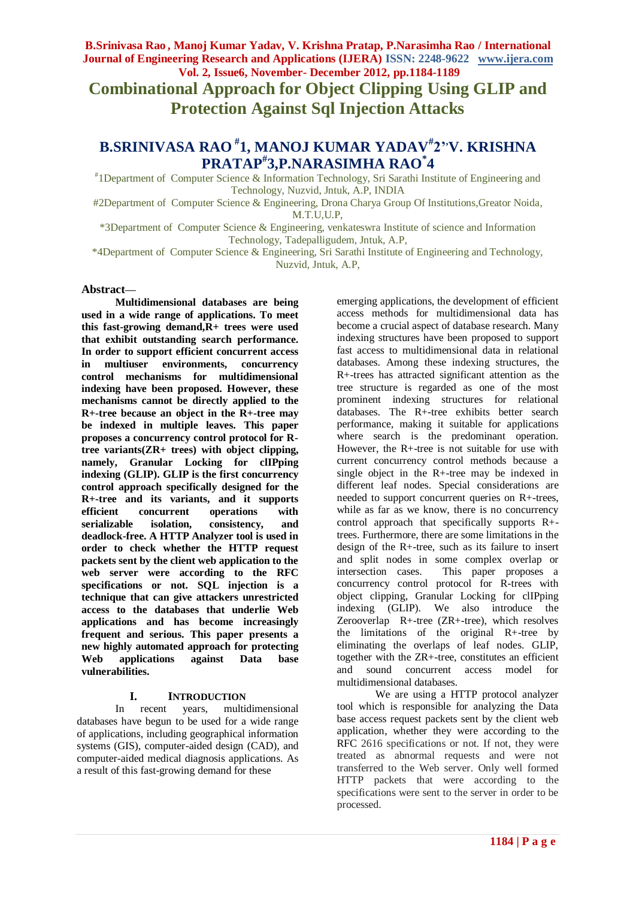# Combinational Approach for Object Clipping Using GLIP and Protection Against Sql Injection Attacks

## B.SRINIVASA RAO [#]1, MANOJ KUMAR YADAV[#]2'' V. KRISHNA PRATAP[#]3,P.NARASIMHA RAO[*]4

[#]1Department of Computer Science & Information Technology, Sri Sarathi Institute of Engineering and Technology, Nuzvid, Jntuk, A.P, INDIA

#2Department of Computer Science & Engineering, Drona Charya Group Of Institutions,Greator Noida, M.T.U,U.P,

*3Department of Computer Science & Engineering, venkateswra Institute of science and Information Technology, Tadepalligudem, Jntuk, A.P,

*4Department of Computer Science & Engineering, Sri Sarathi Institute of Engineering and Technology, Nuzvid, Jntuk, A.P,

**Abstract—**

**Multidimensional databases are being used in a wide range of applications. To meet this fast-growing demand,R+ trees were used that exhibit outstanding search performance. In order to support efficient concurrent access in multiuser environments, concurrency control mechanisms for multidimensional indexing have been proposed. However, these mechanisms cannot be directly applied to the R+-tree because an object in the R+-tree may be indexed in multiple leaves. This paper proposes a concurrency control protocol for R-tree variants(ZR+ trees) with object clipping, namely, Granular Locking for clIPping indexing (GLIP). GLIP is the first concurrency control approach specifically designed for the R+-tree and its variants, and it supports efficient concurrent operations with serializable isolation, consistency, and deadlock-free. A HTTP Analyzer tool is used in order to check whether the HTTP request packets sent by the client web application to the web server were according to the RFC specifications or not. SQL injection is a technique that can give attackers unrestricted access to the databases that underlie Web applications and has become increasingly frequent and serious. This paper presents a new highly automated approach for protecting Web applications against Data base vulnerabilities.**

## I. INTRODUCTION

In recent years, multidimensional databases have begun to be used for a wide range of applications, including geographical information systems (GIS), computer-aided design (CAD), and computer-aided medical diagnosis applications. As a result of this fast-growing demand for these emerging applications, the development of efficient access methods for multidimensional data has become a crucial aspect of database research. Many indexing structures have been proposed to support fast access to multidimensional data in relational databases. Among these indexing structures, the R+-trees has attracted significant attention as the tree structure is regarded as one of the most prominent indexing structures for relational databases. The R+-tree exhibits better search performance, making it suitable for applications where search is the predominant operation. However, the R+-tree is not suitable for use with current concurrency control methods because a single object in the R+-tree may be indexed in different leaf nodes. Special considerations are needed to support concurrent queries on R+-trees, while as far as we know, there is no concurrency control approach that specifically supports R+-trees. Furthermore, there are some limitations in the design of the R+-tree, such as its failure to insert and split nodes in some complex overlap or intersection cases. This paper proposes a concurrency control protocol for R-trees with object clipping, Granular Locking for clIPping indexing (GLIP). We also introduce the Zerooverlap R+-tree (ZR+-tree), which resolves the limitations of the original R+-tree by eliminating the overlaps of leaf nodes. GLIP, together with the ZR+-tree, constitutes an efficient and sound concurrent access model for multidimensional databases.

We are using a HTTP protocol analyzer tool which is responsible for analyzing the Data base access request packets sent by the client web application, whether they were according to the RFC 2616 specifications or not. If not, they were treated as abnormal requests and were not transferred to the Web server. Only well formed HTTP packets that were according to the specifications were sent to the server in order to be processed.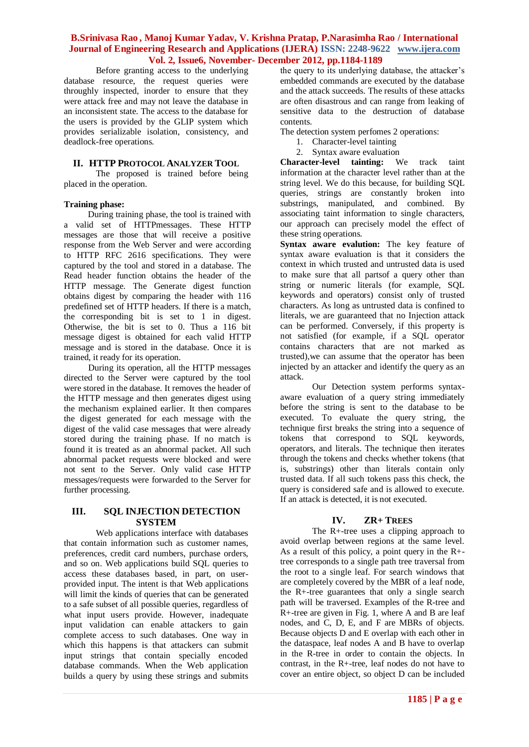Before granting access to the underlying database resource, the request queries were throughly inspected, inorder to ensure that they were attack free and may not leave the database in an inconsistent state. The access to the database for the users is provided by the GLIP system which provides serializable isolation, consistency, and deadlock-free operations.

## II. HTTP PROTOCOL ANALYZER TOOL

The proposed is trained before being placed in the operation.

**Training phase:**

During training phase, the tool is trained with a valid set of HTTPmessages. These HTTP messages are those that will receive a positive response from the Web Server and were according to HTTP RFC 2616 specifications. They were captured by the tool and stored in a database. The Read header function obtains the header of the HTTP message. The Generate digest function obtains digest by comparing the header with 116 predefined set of HTTP headers. If there is a match, the corresponding bit is set to 1 in digest. Otherwise, the bit is set to 0. Thus a 116 bit message digest is obtained for each valid HTTP message and is stored in the database. Once it is trained, it ready for its operation.

During its operation, all the HTTP messages directed to the Server were captured by the tool were stored in the database. It removes the header of the HTTP message and then generates digest using the mechanism explained earlier. It then compares the digest generated for each message with the digest of the valid case messages that were already stored during the training phase. If no match is found it is treated as an abnormal packet. All such abnormal packet requests were blocked and were not sent to the Server. Only valid case HTTP messages/requests were forwarded to the Server for further processing.

## III. SQL INJECTION DETECTION SYSTEM

Web applications interface with databases that contain information such as customer names, preferences, credit card numbers, purchase orders, and so on. Web applications build SQL queries to access these databases based, in part, on user-provided input. The intent is that Web applications will limit the kinds of queries that can be generated to a safe subset of all possible queries, regardless of what input users provide. However, inadequate input validation can enable attackers to gain complete access to such databases. One way in which this happens is that attackers can submit input strings that contain specially encoded database commands. When the Web application builds a query by using these strings and submits the query to its underlying database, the attacker's embedded commands are executed by the database and the attack succeeds. The results of these attacks are often disastrous and can range from leaking of sensitive data to the destruction of database contents.

The detection system perfomes 2 operations:

1. Character-level tainting
2. Syntax aware evaluation

**Character-level tainting:** We track taint information at the character level rather than at the string level. We do this because, for building SQL queries, strings are constantly broken into substrings, manipulated, and combined. By associating taint information to single characters, our approach can precisely model the effect of these string operations.

**Syntax aware evalution:** The key feature of syntax aware evaluation is that it considers the context in which trusted and untrusted data is used to make sure that all partsof a query other than string or numeric literals (for example, SQL keywords and operators) consist only of trusted characters. As long as untrusted data is confined to literals, we are guaranteed that no Injection attack can be performed. Conversely, if this property is not satisfied (for example, if a SQL operator contains characters that are not marked as trusted),we can assume that the operator has been injected by an attacker and identify the query as an attack.

Our Detection system performs syntax-aware evaluation of a query string immediately before the string is sent to the database to be executed. To evaluate the query string, the technique first breaks the string into a sequence of tokens that correspond to SQL keywords, operators, and literals. The technique then iterates through the tokens and checks whether tokens (that is, substrings) other than literals contain only trusted data. If all such tokens pass this check, the query is considered safe and is allowed to execute. If an attack is detected, it is not executed.

## IV. ZR+ TREES

The R+-tree uses a clipping approach to avoid overlap between regions at the same level. As a result of this policy, a point query in the R+-tree corresponds to a single path tree traversal from the root to a single leaf. For search windows that are completely covered by the MBR of a leaf node, the R+-tree guarantees that only a single search path will be traversed. Examples of the R-tree and R+-tree are given in Fig. 1, where A and B are leaf nodes, and C, D, E, and F are MBRs of objects. Because objects D and E overlap with each other in the dataspace, leaf nodes A and B have to overlap in the R-tree in order to contain the objects. In contrast, in the R+-tree, leaf nodes do not have to cover an entire object, so object D can be included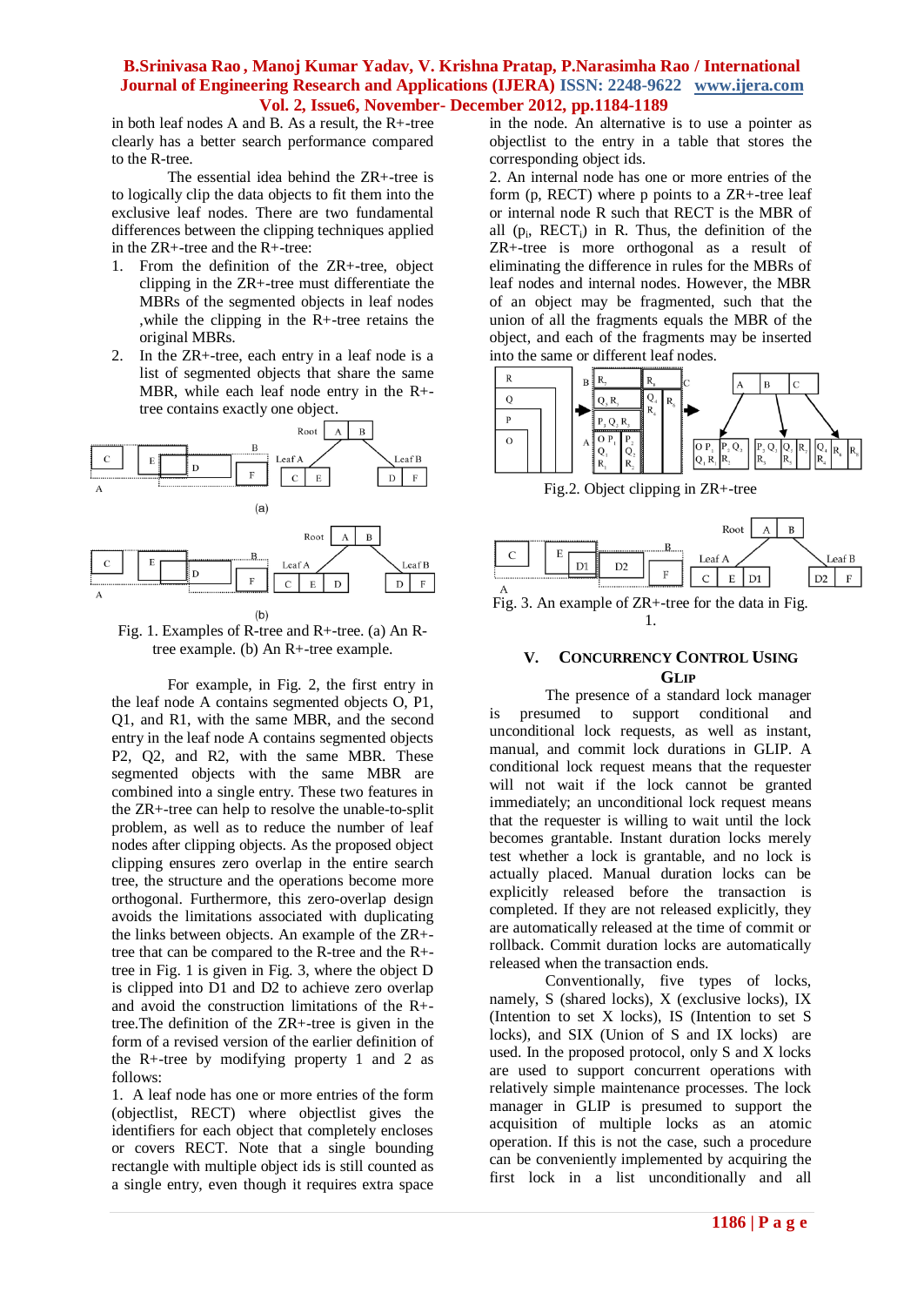in both leaf nodes A and B. As a result, the R+-tree clearly has a better search performance compared to the R-tree.

The essential idea behind the ZR+-tree is to logically clip the data objects to fit them into the exclusive leaf nodes. There are two fundamental differences between the clipping techniques applied in the ZR+-tree and the R+-tree:

1. From the definition of the ZR+-tree, object clipping in the ZR+-tree must differentiate the MBRs of the segmented objects in leaf nodes ,while the clipping in the R+-tree retains the original MBRs.
2. In the ZR+-tree, each entry in a leaf node is a list of segmented objects that share the same MBR, while each leaf node entry in the R+-tree contains exactly one object.

Fig. 1. Examples of R-tree and R+-tree. (a) An R-tree example. (b) An R+-tree example.

For example, in Fig. 2, the first entry in the leaf node A contains segmented objects O, P1, Q1, and R1, with the same MBR, and the second entry in the leaf node A contains segmented objects P2, Q2, and R2, with the same MBR. These segmented objects with the same MBR are combined into a single entry. These two features in the ZR+-tree can help to resolve the unable-to-split problem, as well as to reduce the number of leaf nodes after clipping objects. As the proposed object clipping ensures zero overlap in the entire search tree, the structure and the operations become more orthogonal. Furthermore, this zero-overlap design avoids the limitations associated with duplicating the links between objects. An example of the ZR+-tree that can be compared to the R-tree and the R+-tree in Fig. 1 is given in Fig. 3, where the object D is clipped into D1 and D2 to achieve zero overlap and avoid the construction limitations of the R+-tree.The definition of the ZR+-tree is given in the form of a revised version of the earlier definition of the R+-tree by modifying property 1 and 2 as follows:

1. A leaf node has one or more entries of the form (objectlist, RECT) where objectlist gives the identifiers for each object that completely encloses or covers RECT. Note that a single bounding rectangle with multiple object ids is still counted as a single entry, even though it requires extra space in the node. An alternative is to use a pointer as objectlist to the entry in a table that stores the corresponding object ids.
2. An internal node has one or more entries of the form (p, RECT) where p points to a ZR+-tree leaf or internal node R such that RECT is the MBR of all ($p_i$, $RECT_i$) in R. Thus, the definition of the ZR+-tree is more orthogonal as a result of eliminating the difference in rules for the MBRs of leaf nodes and internal nodes. However, the MBR of an object may be fragmented, such that the union of all the fragments equals the MBR of the object, and each of the fragments may be inserted into the same or different leaf nodes.

Fig.2. Object clipping in ZR+-tree

Fig. 3. An example of ZR+-tree for the data in Fig. 1.

## V. CONCURRENCY CONTROL USING GLIP

The presence of a standard lock manager is presumed to support conditional and unconditional lock requests, as well as instant, manual, and commit lock durations in GLIP. A conditional lock request means that the requester will not wait if the lock cannot be granted immediately; an unconditional lock request means that the requester is willing to wait until the lock becomes grantable. Instant duration locks merely test whether a lock is grantable, and no lock is actually placed. Manual duration locks can be explicitly released before the transaction is completed. If they are not released explicitly, they are automatically released at the time of commit or rollback. Commit duration locks are automatically released when the transaction ends.

Conventionally, five types of locks, namely, S (shared locks), X (exclusive locks), IX (Intention to set X locks), IS (Intention to set S locks), and SIX (Union of S and IX locks) are used. In the proposed protocol, only S and X locks are used to support concurrent operations with relatively simple maintenance processes. The lock manager in GLIP is presumed to support the acquisition of multiple locks as an atomic operation. If this is not the case, such a procedure can be conveniently implemented by acquiring the first lock in a list unconditionally and all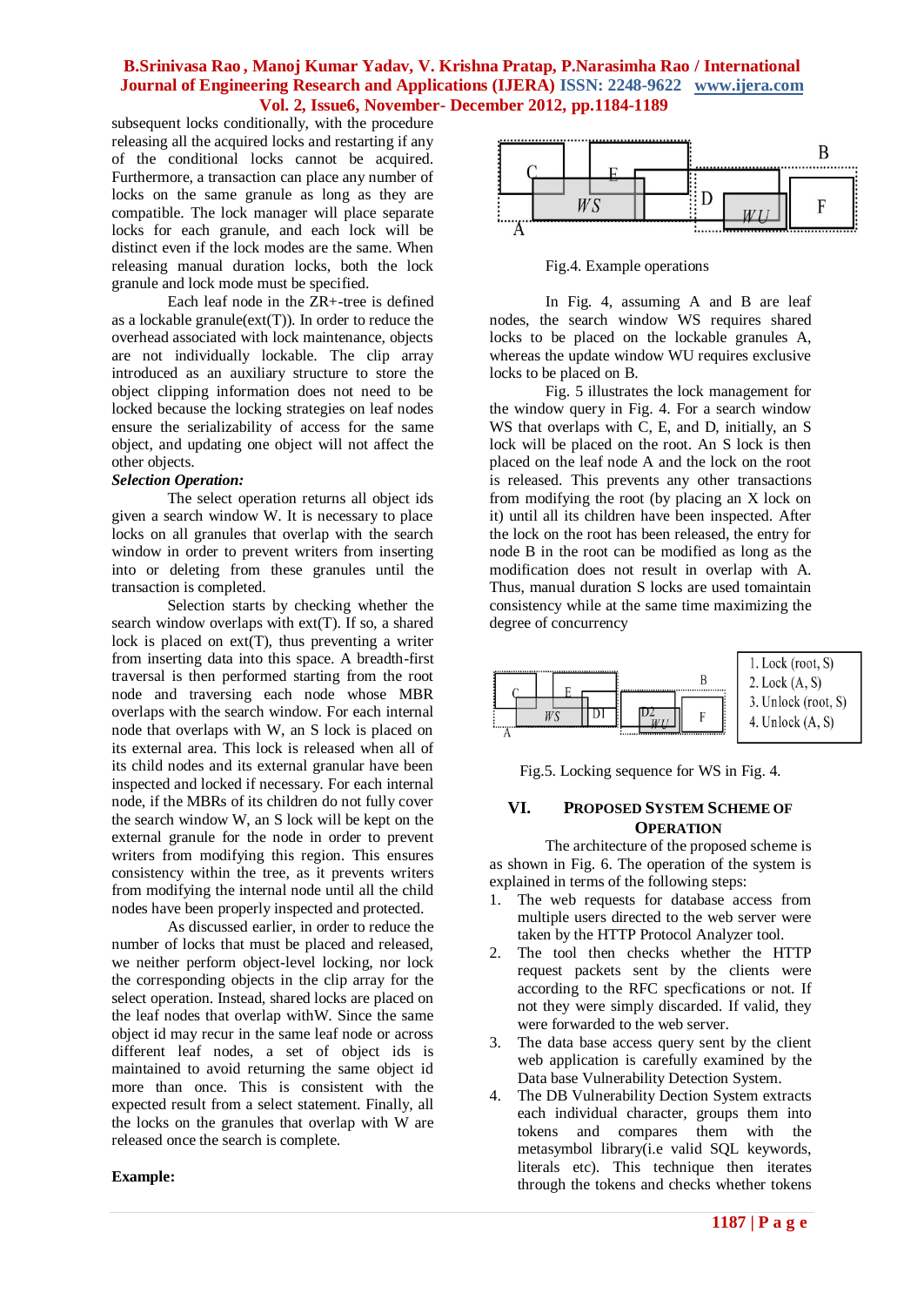subsequent locks conditionally, with the procedure releasing all the acquired locks and restarting if any of the conditional locks cannot be acquired. Furthermore, a transaction can place any number of locks on the same granule as long as they are compatible. The lock manager will place separate locks for each granule, and each lock will be distinct even if the lock modes are the same. When releasing manual duration locks, both the lock granule and lock mode must be specified.

Each leaf node in the ZR+-tree is defined as a lockable granule(ext(T)). In order to reduce the overhead associated with lock maintenance, objects are not individually lockable. The clip array introduced as an auxiliary structure to store the object clipping information does not need to be locked because the locking strategies on leaf nodes ensure the serializability of access for the same object, and updating one object will not affect the other objects.

***Selection Operation:***

The select operation returns all object ids given a search window W. It is necessary to place locks on all granules that overlap with the search window in order to prevent writers from inserting into or deleting from these granules until the transaction is completed.

Selection starts by checking whether the search window overlaps with ext(T). If so, a shared lock is placed on ext(T), thus preventing a writer from inserting data into this space. A breadth-first traversal is then performed starting from the root node and traversing each node whose MBR overlaps with the search window. For each internal node that overlaps with W, an S lock is placed on its external area. This lock is released when all of its child nodes and its external granular have been inspected and locked if necessary. For each internal node, if the MBRs of its children do not fully cover the search window W, an S lock will be kept on the external granule for the node in order to prevent writers from modifying this region. This ensures consistency within the tree, as it prevents writers from modifying the internal node until all the child nodes have been properly inspected and protected.

As discussed earlier, in order to reduce the number of locks that must be placed and released, we neither perform object-level locking, nor lock the corresponding objects in the clip array for the select operation. Instead, shared locks are placed on the leaf nodes that overlap withW. Since the same object id may recur in the same leaf node or across different leaf nodes, a set of object ids is maintained to avoid returning the same object id more than once. This is consistent with the expected result from a select statement. Finally, all the locks on the granules that overlap with W are released once the search is complete.

**Example:**

Fig.4. Example operations

In Fig. 4, assuming A and B are leaf nodes, the search window WS requires shared locks to be placed on the lockable granules A, whereas the update window WU requires exclusive locks to be placed on B.

Fig. 5 illustrates the lock management for the window query in Fig. 4. For a search window WS that overlaps with C, E, and D, initially, an S lock will be placed on the root. An S lock is then placed on the leaf node A and the lock on the root is released. This prevents any other transactions from modifying the root (by placing an X lock on it) until all its children have been inspected. After the lock on the root has been released, the entry for node B in the root can be modified as long as the modification does not result in overlap with A. Thus, manual duration S locks are used tomaintain consistency while at the same time maximizing the degree of concurrency

1. Lock (root, S)
2. Lock (A, S)
3. Unlock (root, S)
4. Unlock (A, S)

Fig.5. Locking sequence for WS in Fig. 4.

## VI. PROPOSED SYSTEM SCHEME OF OPERATION

The architecture of the proposed scheme is as shown in Fig. 6. The operation of the system is explained in terms of the following steps:

1. The web requests for database access from multiple users directed to the web server were taken by the HTTP Protocol Analyzer tool.
2. The tool then checks whether the HTTP request packets sent by the clients were according to the RFC specfications or not. If not they were simply discarded. If valid, they were forwarded to the web server.
3. The data base access query sent by the client web application is carefully examined by the Data base Vulnerability Detection System.
4. The DB Vulnerability Dection System extracts each individual character, groups them into tokens and compares them with the metasymbol library(i.e valid SQL keywords, literals etc). This technique then iterates through the tokens and checks whether tokens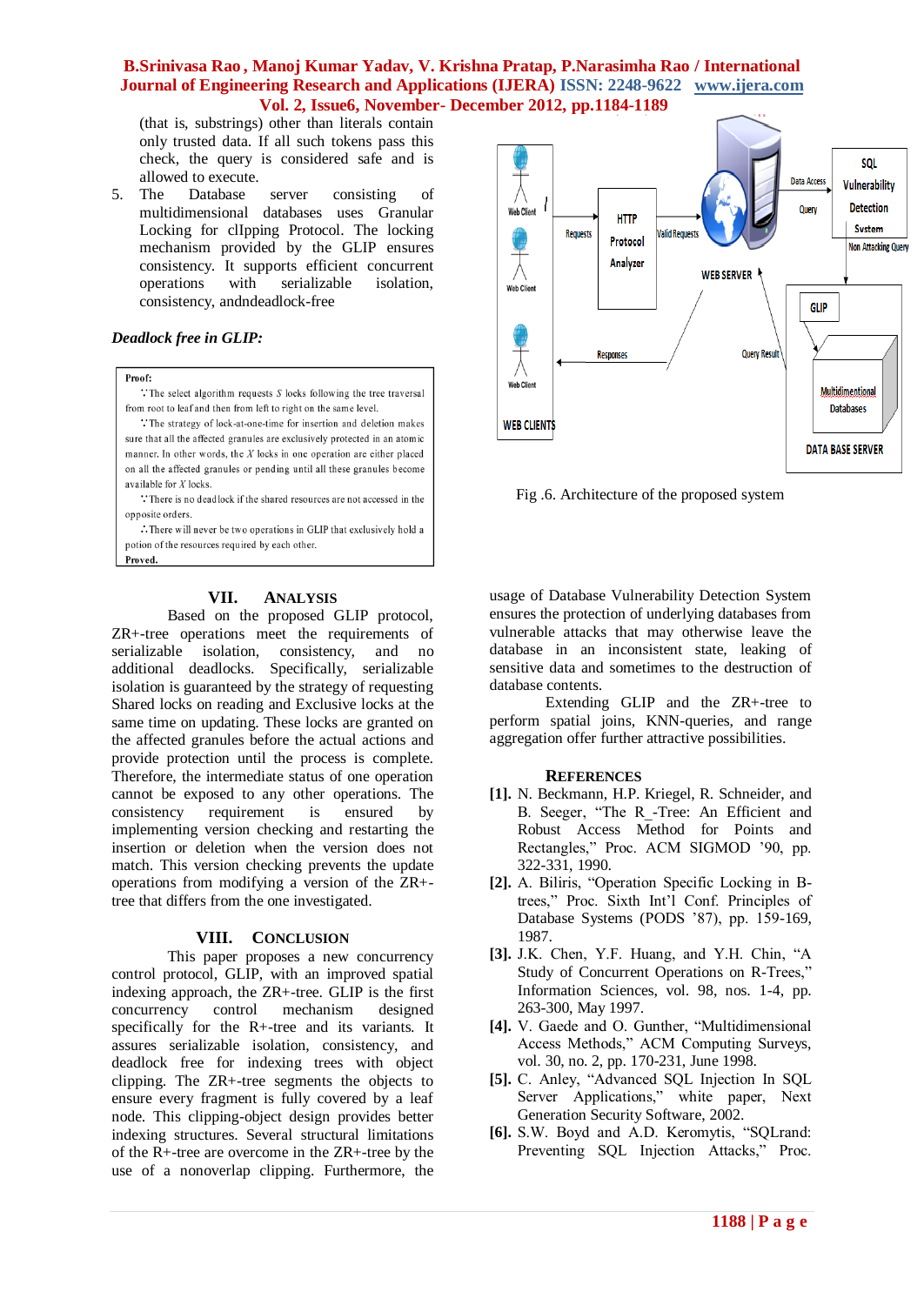(that is, substrings) other than literals contain only trusted data. If all such tokens pass this check, the query is considered safe and is allowed to execute.

5. The Database server consisting of multidimensional databases uses Granular Locking for clIpping Protocol. The locking mechanism provided by the GLIP ensures consistency. It supports efficient concurrent operations with serializable isolation, consistency, andndeadlock-free

***Deadlock free in GLIP:***

**Proof:**

∵The select algorithm requests *S* locks following the tree traversal from root to leaf and then from left to right on the same level.

∵The strategy of lock-at-one-time for insertion and deletion makes sure that all the affected granules are exclusively protected in an atomic manner. In other words, the *X* locks in one operation are either placed on all the affected granules or pending until all these granules become available for *X* locks.

∵There is no deadlock if the shared resources are not accessed in the opposite orders.

∴There will never be two operations in GLIP that exclusively hold a potion of the resources required by each other.

**Proved.**

Fig .6. Architecture of the proposed system

## VII. ANALYSIS

Based on the proposed GLIP protocol, ZR+-tree operations meet the requirements of serializable isolation, consistency, and no additional deadlocks. Specifically, serializable isolation is guaranteed by the strategy of requesting Shared locks on reading and Exclusive locks at the same time on updating. These locks are granted on the affected granules before the actual actions and provide protection until the process is complete. Therefore, the intermediate status of one operation cannot be exposed to any other operations. The consistency requirement is ensured by implementing version checking and restarting the insertion or deletion when the version does not match. This version checking prevents the update operations from modifying a version of the ZR+-tree that differs from the one investigated.

## VIII. CONCLUSION

This paper proposes a new concurrency control protocol, GLIP, with an improved spatial indexing approach, the ZR+-tree. GLIP is the first concurrency control mechanism designed specifically for the R+-tree and its variants. It assures serializable isolation, consistency, and deadlock free for indexing trees with object clipping. The ZR+-tree segments the objects to ensure every fragment is fully covered by a leaf node. This clipping-object design provides better indexing structures. Several structural limitations of the R+-tree are overcome in the ZR+-tree by the use of a nonoverlap clipping. Furthermore, the usage of Database Vulnerability Detection System ensures the protection of underlying databases from vulnerable attacks that may otherwise leave the database in an inconsistent state, leaking of sensitive data and sometimes to the destruction of database contents.

Extending GLIP and the ZR+-tree to perform spatial joins, KNN-queries, and range aggregation offer further attractive possibilities.

## REFERENCES

**[1].** N. Beckmann, H.P. Kriegel, R. Schneider, and B. Seeger, "The R_-Tree: An Efficient and Robust Access Method for Points and Rectangles," Proc. ACM SIGMOD '90, pp. 322-331, 1990.

**[2].** A. Biliris, "Operation Specific Locking in B-trees," Proc. Sixth Int'l Conf. Principles of Database Systems (PODS '87), pp. 159-169, 1987.

**[3].** J.K. Chen, Y.F. Huang, and Y.H. Chin, "A Study of Concurrent Operations on R-Trees," Information Sciences, vol. 98, nos. 1-4, pp. 263-300, May 1997.

**[4].** V. Gaede and O. Gunther, "Multidimensional Access Methods," ACM Computing Surveys, vol. 30, no. 2, pp. 170-231, June 1998.

**[5].** C. Anley, "Advanced SQL Injection In SQL Server Applications," white paper, Next Generation Security Software, 2002.

**[6].** S.W. Boyd and A.D. Keromytis, "SQLrand: Preventing SQL Injection Attacks," Proc.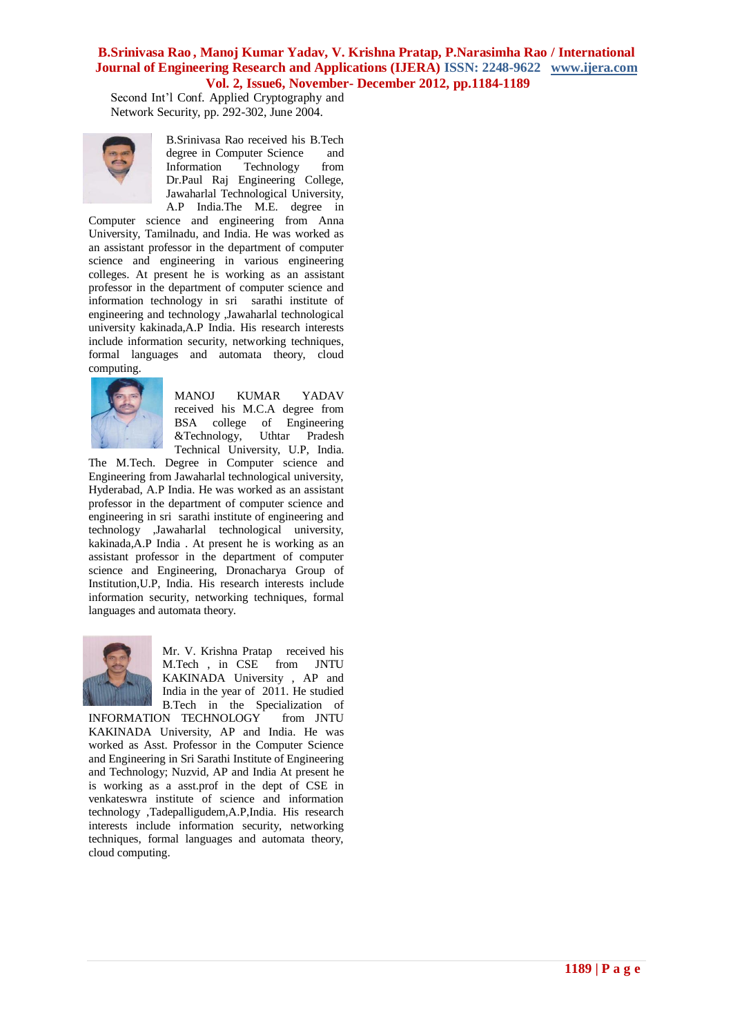Second Int'l Conf. Applied Cryptography and Network Security, pp. 292-302, June 2004.

B.Srinivasa Rao received his B.Tech degree in Computer Science and Information Technology from Dr.Paul Raj Engineering College, Jawaharlal Technological University, A.P India.The M.E. degree in Computer science and engineering from Anna University, Tamilnadu, and India. He was worked as an assistant professor in the department of computer science and engineering in various engineering colleges. At present he is working as an assistant professor in the department of computer science and information technology in sri sarathi institute of engineering and technology ,Jawaharlal technological university kakinada,A.P India. His research interests include information security, networking techniques, formal languages and automata theory, cloud computing.

MANOJ KUMAR YADAV received his M.C.A degree from BSA college of Engineering &Technology, Uthtar Pradesh Technical University, U.P, India. The M.Tech. Degree in Computer science and Engineering from Jawaharlal technological university, Hyderabad, A.P India. He was worked as an assistant professor in the department of computer science and engineering in sri sarathi institute of engineering and technology ,Jawaharlal technological university, kakinada,A.P India . At present he is working as an assistant professor in the department of computer science and Engineering, Dronacharya Group of Institution,U.P, India. His research interests include information security, networking techniques, formal languages and automata theory.

Mr. V. Krishna Pratap received his M.Tech , in CSE from JNTU KAKINADA University , AP and India in the year of 2011. He studied B.Tech in the Specialization of INFORMATION TECHNOLOGY from JNTU KAKINADA University, AP and India. He was worked as Asst. Professor in the Computer Science and Engineering in Sri Sarathi Institute of Engineering and Technology; Nuzvid, AP and India At present he is working as a asst.prof in the dept of CSE in venkateswra institute of science and information technology ,Tadepalligudem,A.P,India. His research interests include information security, networking techniques, formal languages and automata theory, cloud computing.